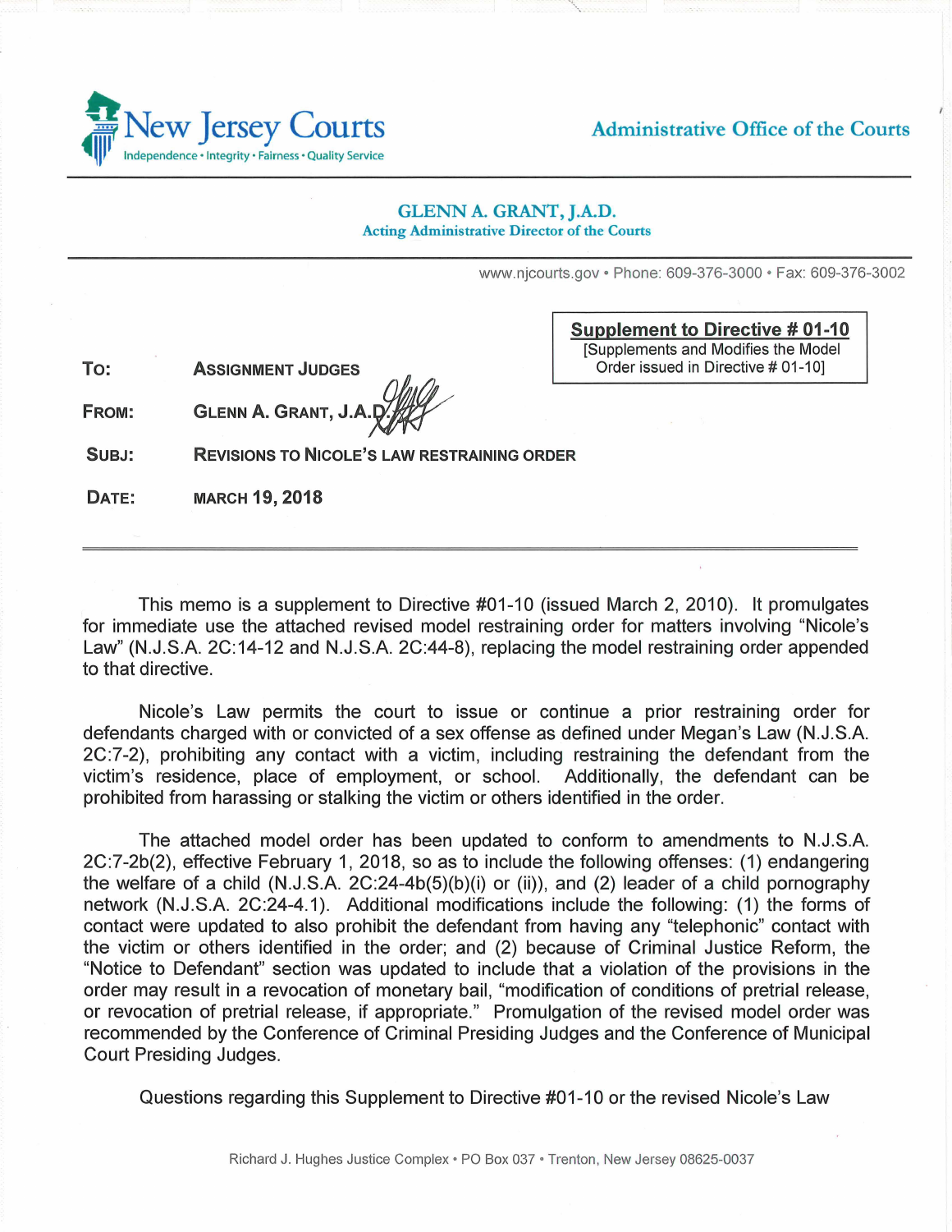New Jersey Courts

Independence • Integrity • Fairness • Quality Service

Administrative Office of the Courts

**GLENN A. GRANT, J.A.D.**
Acting Administrative Director of the Courts

www.njcourts.gov • Phone: 609-376-3000 • Fax: 609-376-3002

**Supplement to Directive # 01-10**
[Supplements and Modifies the Model Order issued in Directive # 01-10]

**TO:** ASSIGNMENT JUDGES

**FROM:** GLENN A. GRANT, J.A.D.

**SUBJ:** REVISIONS TO NICOLE'S LAW RESTRAINING ORDER

**DATE:** MARCH 19, 2018

---

This memo is a supplement to Directive #01-10 (issued March 2, 2010). It promulgates for immediate use the attached revised model restraining order for matters involving "Nicole's Law" (N.J.S.A. 2C:14-12 and N.J.S.A. 2C:44-8), replacing the model restraining order appended to that directive.

Nicole's Law permits the court to issue or continue a prior restraining order for defendants charged with or convicted of a sex offense as defined under Megan's Law (N.J.S.A. 2C:7-2), prohibiting any contact with a victim, including restraining the defendant from the victim's residence, place of employment, or school. Additionally, the defendant can be prohibited from harassing or stalking the victim or others identified in the order.

The attached model order has been updated to conform to amendments to N.J.S.A. 2C:7-2b(2), effective February 1, 2018, so as to include the following offenses: (1) endangering the welfare of a child (N.J.S.A. 2C:24-4b(5)(b)(i) or (ii)), and (2) leader of a child pornography network (N.J.S.A. 2C:24-4.1). Additional modifications include the following: (1) the forms of contact were updated to also prohibit the defendant from having any "telephonic" contact with the victim or others identified in the order; and (2) because of Criminal Justice Reform, the "Notice to Defendant" section was updated to include that a violation of the provisions in the order may result in a revocation of monetary bail, "modification of conditions of pretrial release, or revocation of pretrial release, if appropriate." Promulgation of the revised model order was recommended by the Conference of Criminal Presiding Judges and the Conference of Municipal Court Presiding Judges.

Questions regarding this Supplement to Directive #01-10 or the revised Nicole's Law

Richard J. Hughes Justice Complex • PO Box 037 • Trenton, New Jersey 08625-0037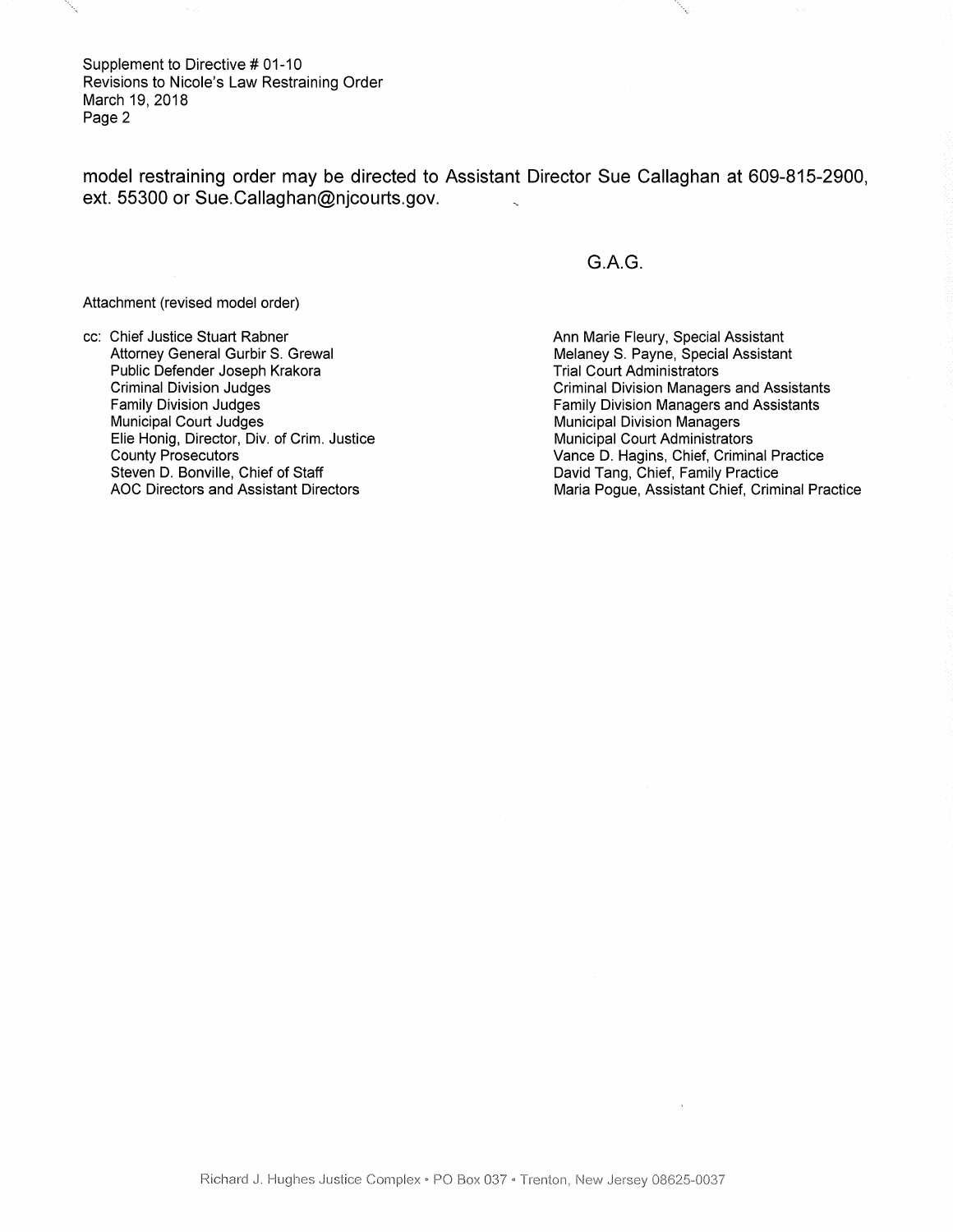model restraining order may be directed to Assistant Director Sue Callaghan at 609-815-2900, ext. 55300 or Sue.Callaghan@njcourts.gov.

G.A.G.

Attachment (revised model order)

cc: Chief Justice Stuart Rabner
Attorney General Gurbir S. Grewal
Public Defender Joseph Krakora
Criminal Division Judges
Family Division Judges
Municipal Court Judges
Elie Honig, Director, Div. of Crim. Justice
County Prosecutors
Steven D. Bonville, Chief of Staff
AOC Directors and Assistant Directors
Ann Marie Fleury, Special Assistant
Melaney S. Payne, Special Assistant
Trial Court Administrators
Criminal Division Managers and Assistants
Family Division Managers and Assistants
Municipal Division Managers
Municipal Court Administrators
Vance D. Hagins, Chief, Criminal Practice
David Tang, Chief, Family Practice
Maria Pogue, Assistant Chief, Criminal Practice

Richard J. Hughes Justice Complex • PO Box 037 • Trenton, New Jersey 08625-0037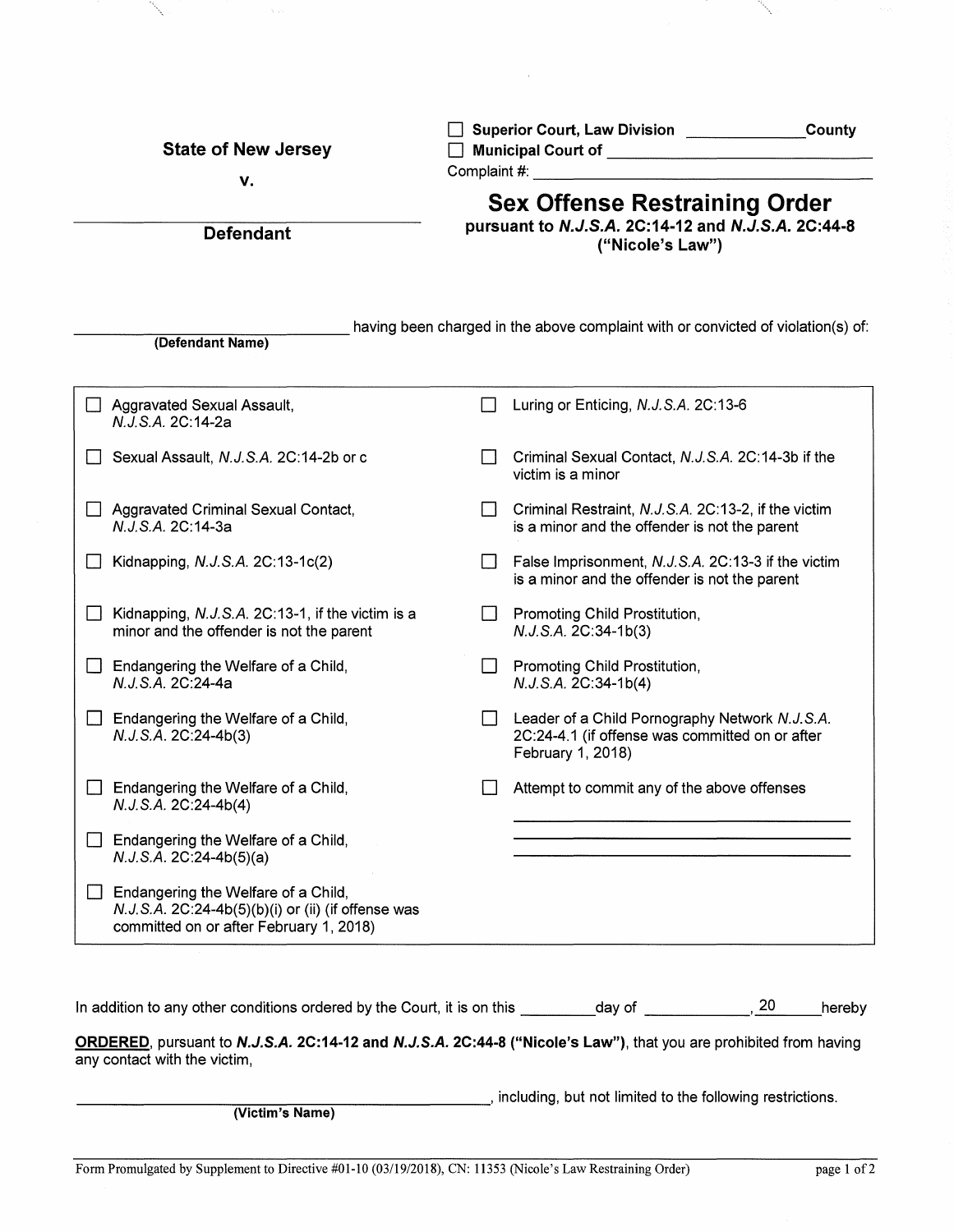**State of New Jersey**

**v.**

\_\_\_\_\_\_\_\_\_\_\_\_\_\_\_\_\_\_\_\_\_\_\_\_\_\_\_\_\_\_\_\_\_\_\_\_

**Defendant**

☐ **Superior Court, Law Division** \_\_\_\_\_\_\_\_\_\_\_\_\_\_ **County**
☐ **Municipal Court of** \_\_\_\_\_\_\_\_\_\_\_\_\_\_\_\_\_\_\_\_\_\_\_\_\_\_\_\_
Complaint #: \_\_\_\_\_\_\_\_\_\_\_\_\_\_\_\_\_\_\_\_\_\_\_\_\_\_\_\_\_\_\_\_

# Sex Offense Restraining Order

**pursuant to *N.J.S.A.* 2C:14-12 and *N.J.S.A.* 2C:44-8 ("Nicole's Law")**

\_\_\_\_\_\_\_\_\_\_\_\_\_\_\_\_\_\_\_\_\_\_\_\_\_\_\_\_\_\_ having been charged in the above complaint with or convicted of violation(s) of:
**(Defendant Name)**

| | |
|---|---|
| ☐ Aggravated Sexual Assault, *N.J.S.A.* 2C:14-2a | ☐ Luring or Enticing, *N.J.S.A.* 2C:13-6 |
| ☐ Sexual Assault, *N.J.S.A.* 2C:14-2b or c | ☐ Criminal Sexual Contact, *N.J.S.A.* 2C:14-3b if the victim is a minor |
| ☐ Aggravated Criminal Sexual Contact, *N.J.S.A.* 2C:14-3a | ☐ Criminal Restraint, *N.J.S.A.* 2C:13-2, if the victim is a minor and the offender is not the parent |
| ☐ Kidnapping, *N.J.S.A.* 2C:13-1c(2) | ☐ False Imprisonment, *N.J.S.A.* 2C:13-3 if the victim is a minor and the offender is not the parent |
| ☐ Kidnapping, *N.J.S.A.* 2C:13-1, if the victim is a minor and the offender is not the parent | ☐ Promoting Child Prostitution, *N.J.S.A.* 2C:34-1b(3) |
| ☐ Endangering the Welfare of a Child, *N.J.S.A.* 2C:24-4a | ☐ Promoting Child Prostitution, *N.J.S.A.* 2C:34-1b(4) |
| ☐ Endangering the Welfare of a Child, *N.J.S.A.* 2C:24-4b(3) | ☐ Leader of a Child Pornography Network *N.J.S.A.* 2C:24-4.1 (if offense was committed on or after February 1, 2018) |
| ☐ Endangering the Welfare of a Child, *N.J.S.A.* 2C:24-4b(4) | ☐ Attempt to commit any of the above offenses |
| ☐ Endangering the Welfare of a Child, *N.J.S.A.* 2C:24-4b(5)(a) | \_\_\_\_\_\_\_\_\_\_\_\_\_\_\_\_\_\_\_\_\_\_\_\_\_\_\_\_\_\_ |
| ☐ Endangering the Welfare of a Child, *N.J.S.A.* 2C:24-4b(5)(b)(i) or (ii) (if offense was committed on or after February 1, 2018) | |

In addition to any other conditions ordered by the Court, it is on this \_\_\_\_\_\_\_\_ day of \_\_\_\_\_\_\_\_\_\_\_\_, 20 \_\_\_\_\_\_ hereby

**ORDERED**, pursuant to ***N.J.S.A.* 2C:14-12 and *N.J.S.A.* 2C:44-8 ("Nicole's Law")**, that you are prohibited from having any contact with the victim,

\_\_\_\_\_\_\_\_\_\_\_\_\_\_\_\_\_\_\_\_\_\_\_\_\_\_\_\_\_\_\_\_\_\_\_\_\_\_\_\_\_\_\_\_, including, but not limited to the following restrictions.
**(Victim's Name)**

Form Promulgated by Supplement to Directive #01-10 (03/19/2018), CN: 11353 (Nicole's Law Restraining Order)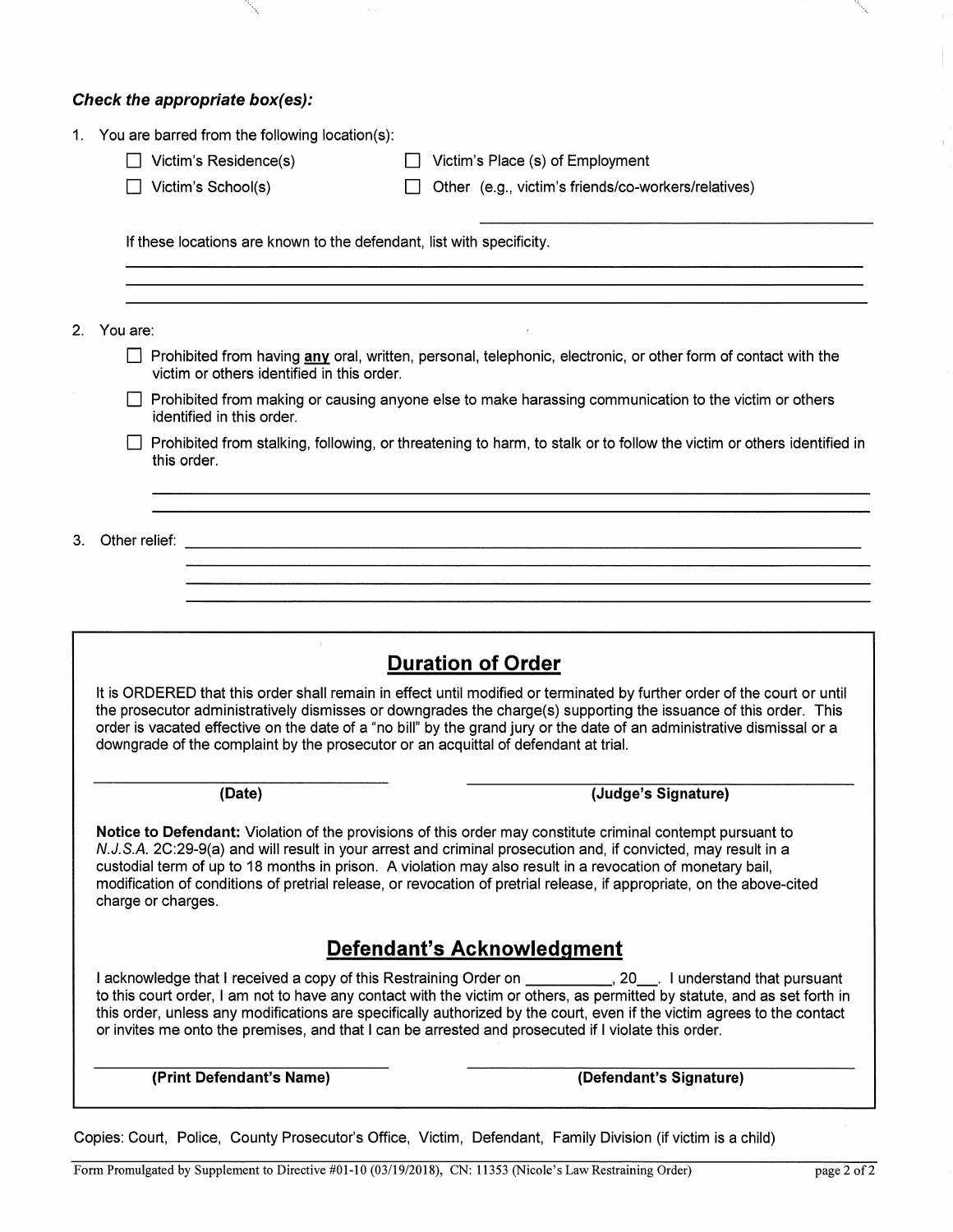***Check the appropriate box(es):***

1. You are barred from the following location(s):

   ☐ Victim's Residence(s) ☐ Victim's Place (s) of Employment

   ☐ Victim's School(s) ☐ Other (e.g., victim's friends/co-workers/relatives)

   ______________________________________________

   If these locations are known to the defendant, list with specificity.

   ______________________________________________
   ______________________________________________
   ______________________________________________

2. You are:

   ☐ Prohibited from having **any** oral, written, personal, telephonic, electronic, or other form of contact with the victim or others identified in this order.

   ☐ Prohibited from making or causing anyone else to make harassing communication to the victim or others identified in this order.

   ☐ Prohibited from stalking, following, or threatening to harm, to stalk or to follow the victim or others identified in this order.

   ______________________________________________
   ______________________________________________

3. Other relief: ______________________________________________
   ______________________________________________
   ______________________________________________
   ______________________________________________

## Duration of Order

It is ORDERED that this order shall remain in effect until modified or terminated by further order of the court or until the prosecutor administratively dismisses or downgrades the charge(s) supporting the issuance of this order. This order is vacated effective on the date of a "no bill" by the grand jury or the date of an administrative dismissal or a downgrade of the complaint by the prosecutor or an acquittal of defendant at trial.

______________________ ______________________

**(Date)** **(Judge's Signature)**

**Notice to Defendant:** Violation of the provisions of this order may constitute criminal contempt pursuant to *N.J.S.A.* 2C:29-9(a) and will result in your arrest and criminal prosecution and, if convicted, may result in a custodial term of up to 18 months in prison. A violation may also result in a revocation of monetary bail, modification of conditions of pretrial release, or revocation of pretrial release, if appropriate, on the above-cited charge or charges.

## Defendant's Acknowledgment

I acknowledge that I received a copy of this Restraining Order on __________, 20___. I understand that pursuant to this court order, I am not to have any contact with the victim or others, as permitted by statute, and as set forth in this order, unless any modifications are specifically authorized by the court, even if the victim agrees to the contact or invites me onto the premises, and that I can be arrested and prosecuted if I violate this order.

______________________ ______________________

**(Print Defendant's Name)** **(Defendant's Signature)**

Copies: Court, Police, County Prosecutor's Office, Victim, Defendant, Family Division (if victim is a child)

Form Promulgated by Supplement to Directive #01-10 (03/19/2018), CN: 11353 (Nicole's Law Restraining Order)